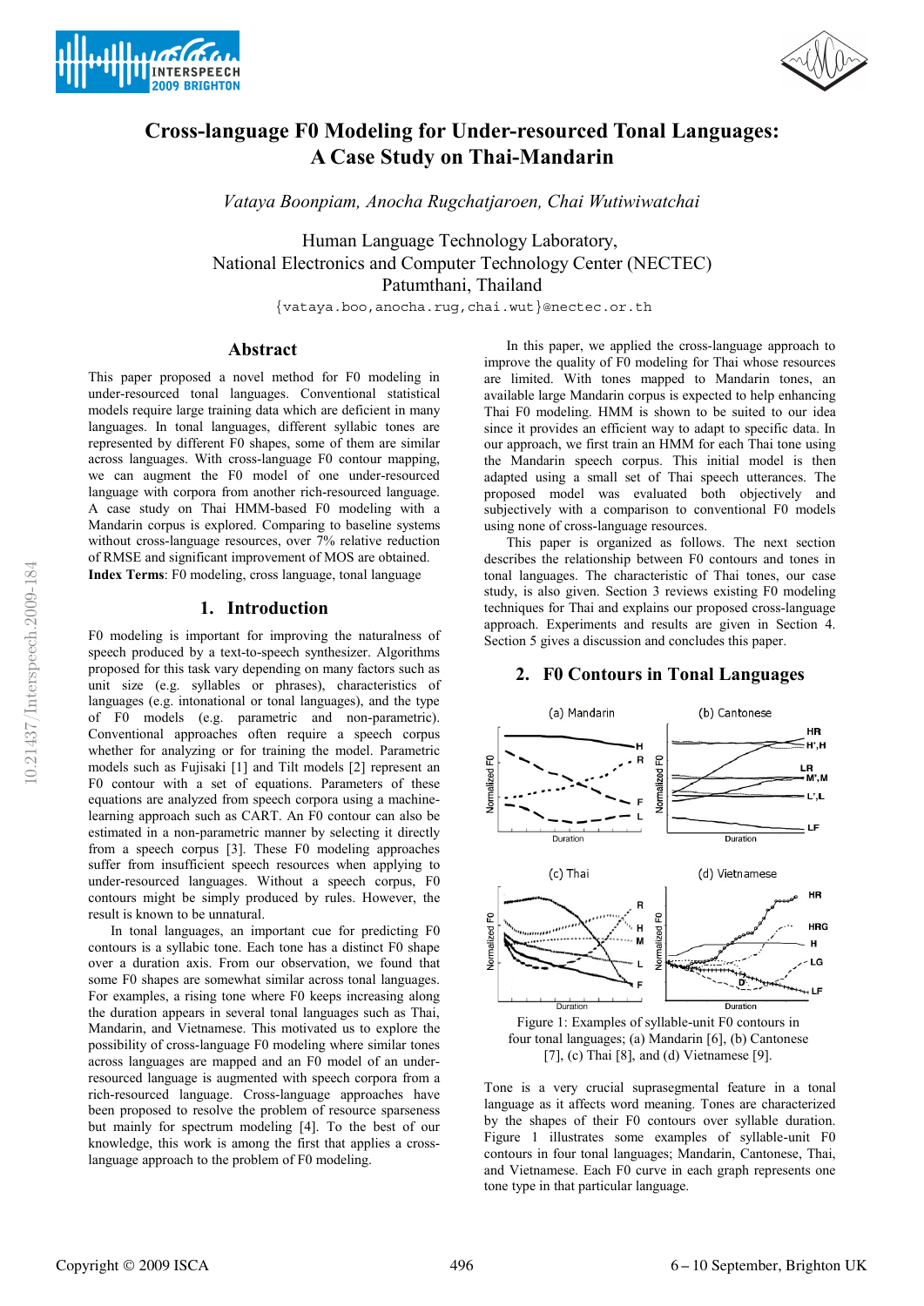# Cross-language F0 Modeling for Under-resourced Tonal Languages: A Case Study on Thai-Mandarin

*Vataya Boonpiam, Anocha Rugchatjaroen, Chai Wutiwiwatchai*

Human Language Technology Laboratory,
National Electronics and Computer Technology Center (NECTEC)
Patumthani, Thailand

{vataya.boo,anocha.rug,chai.wut}@nectec.or.th

## Abstract

This paper proposed a novel method for F0 modeling in under-resourced tonal languages. Conventional statistical models require large training data which are deficient in many languages. In tonal languages, different syllabic tones are represented by different F0 shapes, some of them are similar across languages. With cross-language F0 contour mapping, we can augment the F0 model of one under-resourced language with corpora from another rich-resourced language. A case study on Thai HMM-based F0 modeling with a Mandarin corpus is explored. Comparing to baseline systems without cross-language resources, over 7% relative reduction of RMSE and significant improvement of MOS are obtained.

**Index Terms**: F0 modeling, cross language, tonal language

## 1. Introduction

F0 modeling is important for improving the naturalness of speech produced by a text-to-speech synthesizer. Algorithms proposed for this task vary depending on many factors such as unit size (e.g. syllables or phrases), characteristics of languages (e.g. intonational or tonal languages), and the type of F0 models (e.g. parametric and non-parametric). Conventional approaches often require a speech corpus whether for analyzing or for training the model. Parametric models such as Fujisaki [1] and Tilt models [2] represent an F0 contour with a set of equations. Parameters of these equations are analyzed from speech corpora using a machine-learning approach such as CART. An F0 contour can also be estimated in a non-parametric manner by selecting it directly from a speech corpus [3]. These F0 modeling approaches suffer from insufficient speech resources when applying to under-resourced languages. Without a speech corpus, F0 contours might be simply produced by rules. However, the result is known to be unnatural.

In tonal languages, an important cue for predicting F0 contours is a syllabic tone. Each tone has a distinct F0 shape over a duration axis. From our observation, we found that some F0 shapes are somewhat similar across tonal languages. For examples, a rising tone where F0 keeps increasing along the duration appears in several tonal languages such as Thai, Mandarin, and Vietnamese. This motivated us to explore the possibility of cross-language F0 modeling where similar tones across languages are mapped and an F0 model of an under-resourced language is augmented with speech corpora from a rich-resourced language. Cross-language approaches have been proposed to resolve the problem of resource sparseness but mainly for spectrum modeling [4]. To the best of our knowledge, this work is among the first that applies a cross-language approach to the problem of F0 modeling.

In this paper, we applied the cross-language approach to improve the quality of F0 modeling for Thai whose resources are limited. With tones mapped to Mandarin tones, an available large Mandarin corpus is expected to help enhancing Thai F0 modeling. HMM is shown to be suited to our idea since it provides an efficient way to adapt to specific data. In our approach, we first train an HMM for each Thai tone using the Mandarin speech corpus. This initial model is then adapted using a small set of Thai speech utterances. The proposed model was evaluated both objectively and subjectively with a comparison to conventional F0 models using none of cross-language resources.

This paper is organized as follows. The next section describes the relationship between F0 contours and tones in tonal languages. The characteristic of Thai tones, our case study, is also given. Section 3 reviews existing F0 modeling techniques for Thai and explains our proposed cross-language approach. Experiments and results are given in Section 4. Section 5 gives a discussion and concludes this paper.

## 2. F0 Contours in Tonal Languages

Figure 1: Examples of syllable-unit F0 contours in four tonal languages; (a) Mandarin [6], (b) Cantonese [7], (c) Thai [8], and (d) Vietnamese [9].

Tone is a very crucial suprasegmental feature in a tonal language as it affects word meaning. Tones are characterized by the shapes of their F0 contours over syllable duration. Figure 1 illustrates some examples of syllable-unit F0 contours in four tonal languages; Mandarin, Cantonese, Thai, and Vietnamese. Each F0 curve in each graph represents one tone type in that particular language.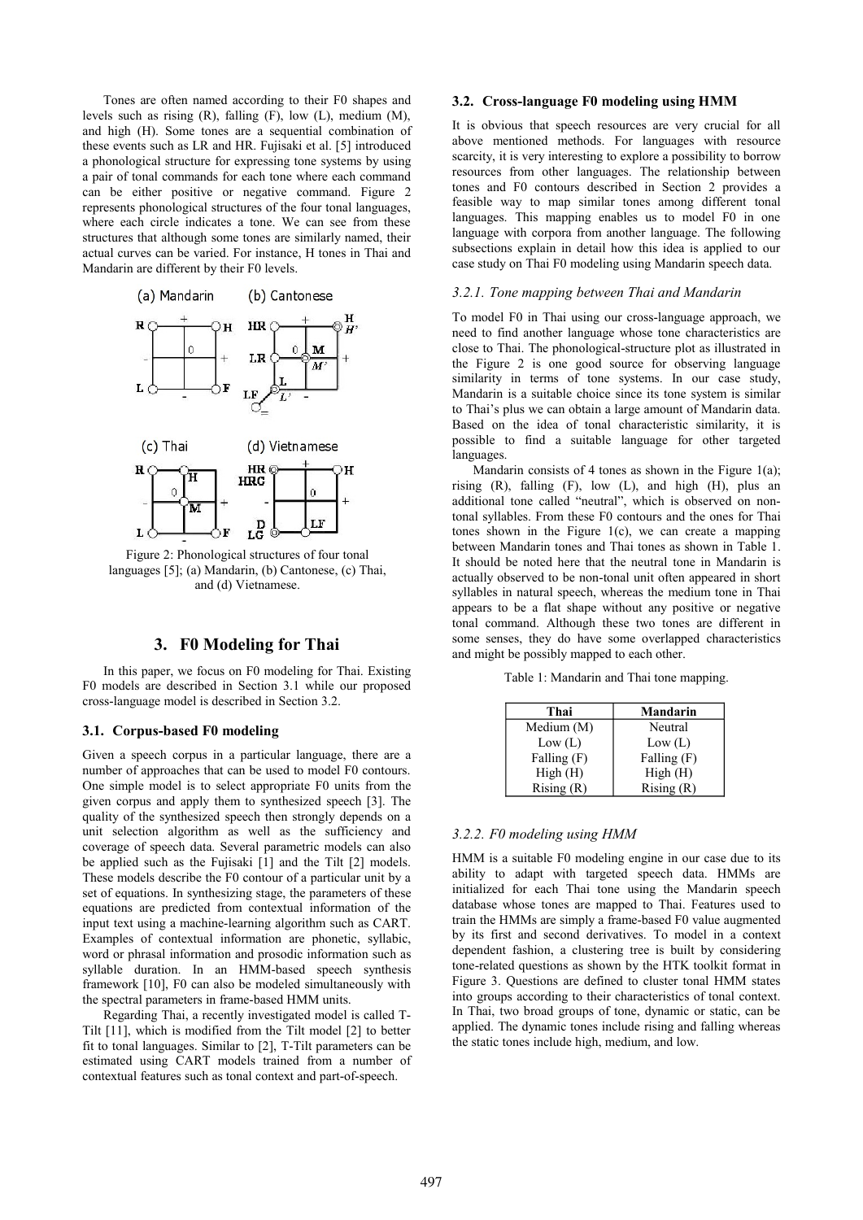Tones are often named according to their F0 shapes and levels such as rising (R), falling (F), low (L), medium (M), and high (H). Some tones are a sequential combination of these events such as LR and HR. Fujisaki et al. [5] introduced a phonological structure for expressing tone systems by using a pair of tonal commands for each tone where each command can be either positive or negative command. Figure 2 represents phonological structures of the four tonal languages, where each circle indicates a tone. We can see from these structures that although some tones are similarly named, their actual curves can be varied. For instance, H tones in Thai and Mandarin are different by their F0 levels.

Figure 2: Phonological structures of four tonal languages [5]; (a) Mandarin, (b) Cantonese, (c) Thai, and (d) Vietnamese.

## 3. F0 Modeling for Thai

In this paper, we focus on F0 modeling for Thai. Existing F0 models are described in Section 3.1 while our proposed cross-language model is described in Section 3.2.

### 3.1. Corpus-based F0 modeling

Given a speech corpus in a particular language, there are a number of approaches that can be used to model F0 contours. One simple model is to select appropriate F0 units from the given corpus and apply them to synthesized speech [3]. The quality of the synthesized speech then strongly depends on a unit selection algorithm as well as the sufficiency and coverage of speech data. Several parametric models can also be applied such as the Fujisaki [1] and the Tilt [2] models. These models describe the F0 contour of a particular unit by a set of equations. In synthesizing stage, the parameters of these equations are predicted from contextual information of the input text using a machine-learning algorithm such as CART. Examples of contextual information are phonetic, syllabic, word or phrasal information and prosodic information such as syllable duration. In an HMM-based speech synthesis framework [10], F0 can also be modeled simultaneously with the spectral parameters in frame-based HMM units.

Regarding Thai, a recently investigated model is called T-Tilt [11], which is modified from the Tilt model [2] to better fit to tonal languages. Similar to [2], T-Tilt parameters can be estimated using CART models trained from a number of contextual features such as tonal context and part-of-speech.

### 3.2. Cross-language F0 modeling using HMM

It is obvious that speech resources are very crucial for all above mentioned methods. For languages with resource scarcity, it is very interesting to explore a possibility to borrow resources from other languages. The relationship between tones and F0 contours described in Section 2 provides a feasible way to map similar tones among different tonal languages. This mapping enables us to model F0 in one language with corpora from another language. The following subsections explain in detail how this idea is applied to our case study on Thai F0 modeling using Mandarin speech data.

#### *3.2.1. Tone mapping between Thai and Mandarin*

To model F0 in Thai using our cross-language approach, we need to find another language whose tone characteristics are close to Thai. The phonological-structure plot as illustrated in the Figure 2 is one good source for observing language similarity in terms of tone systems. In our case study, Mandarin is a suitable choice since its tone system is similar to Thai's plus we can obtain a large amount of Mandarin data. Based on the idea of tonal characteristic similarity, it is possible to find a suitable language for other targeted languages.

Mandarin consists of 4 tones as shown in the Figure 1(a); rising (R), falling (F), low (L), and high (H), plus an additional tone called "neutral", which is observed on non-tonal syllables. From these F0 contours and the ones for Thai tones shown in the Figure 1(c), we can create a mapping between Mandarin tones and Thai tones as shown in Table 1. It should be noted here that the neutral tone in Mandarin is actually observed to be non-tonal unit often appeared in short syllables in natural speech, whereas the medium tone in Thai appears to be a flat shape without any positive or negative tonal command. Although these two tones are different in some senses, they do have some overlapped characteristics and might be possibly mapped to each other.

Table 1: Mandarin and Thai tone mapping.

| Thai | Mandarin |
|---|---|
| Medium (M) | Neutral |
| Low (L) | Low (L) |
| Falling (F) | Falling (F) |
| High (H) | High (H) |
| Rising (R) | Rising (R) |

#### *3.2.2. F0 modeling using HMM*

HMM is a suitable F0 modeling engine in our case due to its ability to adapt with targeted speech data. HMMs are initialized for each Thai tone using the Mandarin speech database whose tones are mapped to Thai. Features used to train the HMMs are simply a frame-based F0 value augmented by its first and second derivatives. To model in a context dependent fashion, a clustering tree is built by considering tone-related questions as shown by the HTK toolkit format in Figure 3. Questions are defined to cluster tonal HMM states into groups according to their characteristics of tonal context. In Thai, two broad groups of tone, dynamic or static, can be applied. The dynamic tones include rising and falling whereas the static tones include high, medium, and low.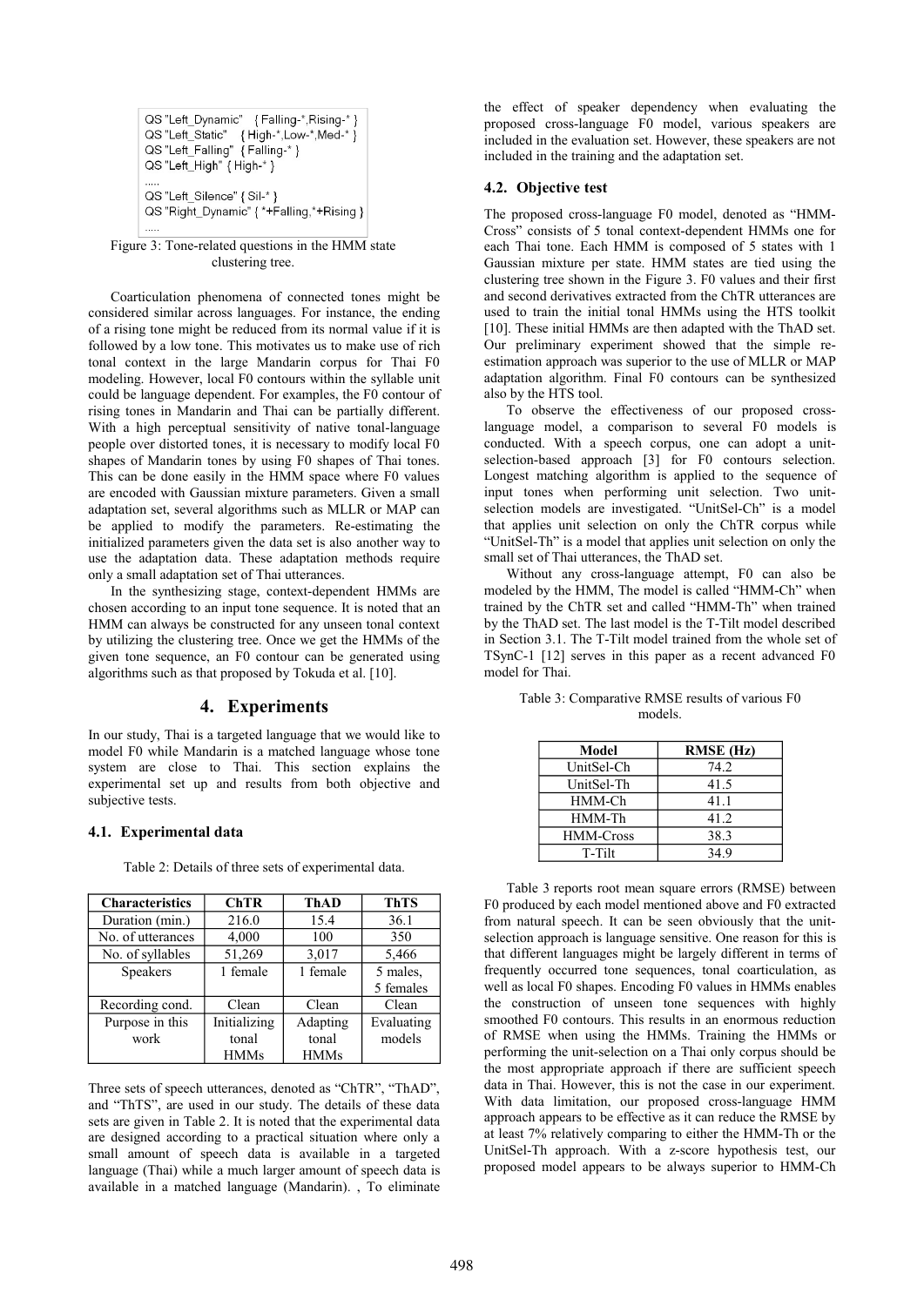```
QS "Left_Dynamic"   { Falling-*,Rising-* }
QS "Left_Static"    { High-*,Low-*,Med-* }
QS "Left_Falling"  { Falling-* }
QS "Left_High" { High-* }
.....
QS "Left_Silence" { Sil-* }
QS "Right_Dynamic" { *+Falling,*+Rising }
.....
```

Figure 3: Tone-related questions in the HMM state clustering tree.

Coarticulation phenomena of connected tones might be considered similar across languages. For instance, the ending of a rising tone might be reduced from its normal value if it is followed by a low tone. This motivates us to make use of rich tonal context in the large Mandarin corpus for Thai F0 modeling. However, local F0 contours within the syllable unit could be language dependent. For examples, the F0 contour of rising tones in Mandarin and Thai can be partially different. With a high perceptual sensitivity of native tonal-language people over distorted tones, it is necessary to modify local F0 shapes of Mandarin tones by using F0 shapes of Thai tones. This can be done easily in the HMM space where F0 values are encoded with Gaussian mixture parameters. Given a small adaptation set, several algorithms such as MLLR or MAP can be applied to modify the parameters. Re-estimating the initialized parameters given the data set is also another way to use the adaptation data. These adaptation methods require only a small adaptation set of Thai utterances.

In the synthesizing stage, context-dependent HMMs are chosen according to an input tone sequence. It is noted that an HMM can always be constructed for any unseen tonal context by utilizing the clustering tree. Once we get the HMMs of the given tone sequence, an F0 contour can be generated using algorithms such as that proposed by Tokuda et al. [10].

## 4. Experiments

In our study, Thai is a targeted language that we would like to model F0 while Mandarin is a matched language whose tone system are close to Thai. This section explains the experimental set up and results from both objective and subjective tests.

### 4.1. Experimental data

Table 2: Details of three sets of experimental data.

| Characteristics | ChTR | ThAD | ThTS |
|---|---|---|---|
| Duration (min.) | 216.0 | 15.4 | 36.1 |
| No. of utterances | 4,000 | 100 | 350 |
| No. of syllables | 51,269 | 3,017 | 5,466 |
| Speakers | 1 female | 1 female | 5 males, 5 females |
| Recording cond. | Clean | Clean | Clean |
| Purpose in this work | Initializing tonal HMMs | Adapting tonal HMMs | Evaluating models |

Three sets of speech utterances, denoted as "ChTR", "ThAD", and "ThTS", are used in our study. The details of these data sets are given in Table 2. It is noted that the experimental data are designed according to a practical situation where only a small amount of speech data is available in a targeted language (Thai) while a much larger amount of speech data is available in a matched language (Mandarin). , To eliminate the effect of speaker dependency when evaluating the proposed cross-language F0 model, various speakers are included in the evaluation set. However, these speakers are not included in the training and the adaptation set.

### 4.2. Objective test

The proposed cross-language F0 model, denoted as "HMM-Cross" consists of 5 tonal context-dependent HMMs one for each Thai tone. Each HMM is composed of 5 states with 1 Gaussian mixture per state. HMM states are tied using the clustering tree shown in the Figure 3. F0 values and their first and second derivatives extracted from the ChTR utterances are used to train the initial tonal HMMs using the HTS toolkit [10]. These initial HMMs are then adapted with the ThAD set. Our preliminary experiment showed that the simple re-estimation approach was superior to the use of MLLR or MAP adaptation algorithm. Final F0 contours can be synthesized also by the HTS tool.

To observe the effectiveness of our proposed cross-language model, a comparison to several F0 models is conducted. With a speech corpus, one can adopt a unit-selection-based approach [3] for F0 contours selection. Longest matching algorithm is applied to the sequence of input tones when performing unit selection. Two unit-selection models are investigated. "UnitSel-Ch" is a model that applies unit selection on only the ChTR corpus while "UnitSel-Th" is a model that applies unit selection on only the small set of Thai utterances, the ThAD set.

Without any cross-language attempt, F0 can also be modeled by the HMM, The model is called "HMM-Ch" when trained by the ChTR set and called "HMM-Th" when trained by the ThAD set. The last model is the T-Tilt model described in Section 3.1. The T-Tilt model trained from the whole set of TSynC-1 [12] serves in this paper as a recent advanced F0 model for Thai.

Table 3: Comparative RMSE results of various F0 models.

| Model | RMSE (Hz) |
|---|---|
| UnitSel-Ch | 74.2 |
| UnitSel-Th | 41.5 |
| HMM-Ch | 41.1 |
| HMM-Th | 41.2 |
| HMM-Cross | 38.3 |
| T-Tilt | 34.9 |

Table 3 reports root mean square errors (RMSE) between F0 produced by each model mentioned above and F0 extracted from natural speech. It can be seen obviously that the unit-selection approach is language sensitive. One reason for this is that different languages might be largely different in terms of frequently occurred tone sequences, tonal coarticulation, as well as local F0 shapes. Encoding F0 values in HMMs enables the construction of unseen tone sequences with highly smoothed F0 contours. This results in an enormous reduction of RMSE when using the HMMs. Training the HMMs or performing the unit-selection on a Thai only corpus should be the most appropriate approach if there are sufficient speech data in Thai. However, this is not the case in our experiment. With data limitation, our proposed cross-language HMM approach appears to be effective as it can reduce the RMSE by at least 7% relatively comparing to either the HMM-Th or the UnitSel-Th approach. With a z-score hypothesis test, our proposed model appears to be always superior to HMM-Ch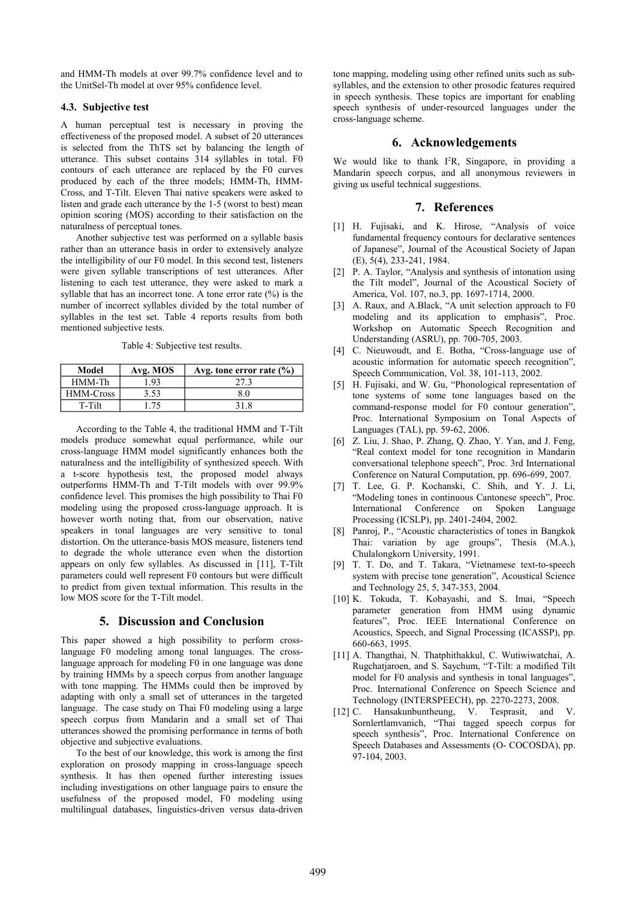and HMM-Th models at over 99.7% confidence level and to the UnitSel-Th model at over 95% confidence level.

### 4.3. Subjective test

A human perceptual test is necessary in proving the effectiveness of the proposed model. A subset of 20 utterances is selected from the ThTS set by balancing the length of utterance. This subset contains 314 syllables in total. F0 contours of each utterance are replaced by the F0 curves produced by each of the three models; HMM-Th, HMM-Cross, and T-Tilt. Eleven Thai native speakers were asked to listen and grade each utterance by the 1-5 (worst to best) mean opinion scoring (MOS) according to their satisfaction on the naturalness of perceptual tones.

Another subjective test was performed on a syllable basis rather than an utterance basis in order to extensively analyze the intelligibility of our F0 model. In this second test, listeners were given syllable transcriptions of test utterances. After listening to each test utterance, they were asked to mark a syllable that has an incorrect tone. A tone error rate (%) is the number of incorrect syllables divided by the total number of syllables in the test set. Table 4 reports results from both mentioned subjective tests.

Table 4: Subjective test results.

| Model | Avg. MOS | Avg. tone error rate (%) |
|---|---|---|
| HMM-Th | 1.93 | 27.3 |
| HMM-Cross | 3.53 | 8.0 |
| T-Tilt | 1.75 | 31.8 |

According to the Table 4, the traditional HMM and T-Tilt models produce somewhat equal performance, while our cross-language HMM model significantly enhances both the naturalness and the intelligibility of synthesized speech. With a t-score hypothesis test, the proposed model always outperforms HMM-Th and T-Tilt models with over 99.9% confidence level. This promises the high possibility to Thai F0 modeling using the proposed cross-language approach. It is however worth noting that, from our observation, native speakers in tonal languages are very sensitive to tonal distortion. On the utterance-basis MOS measure, listeners tend to degrade the whole utterance even when the distortion appears on only few syllables. As discussed in [11], T-Tilt parameters could well represent F0 contours but were difficult to predict from given textual information. This results in the low MOS score for the T-Tilt model.

## 5. Discussion and Conclusion

This paper showed a high possibility to perform cross-language F0 modeling among tonal languages. The cross-language approach for modeling F0 in one language was done by training HMMs by a speech corpus from another language with tone mapping. The HMMs could then be improved by adapting with only a small set of utterances in the targeted language. The case study on Thai F0 modeling using a large speech corpus from Mandarin and a small set of Thai utterances showed the promising performance in terms of both objective and subjective evaluations.

To the best of our knowledge, this work is among the first exploration on prosody mapping in cross-language speech synthesis. It has then opened further interesting issues including investigations on other language pairs to ensure the usefulness of the proposed model, F0 modeling using multilingual databases, linguistics-driven versus data-driven tone mapping, modeling using other refined units such as sub-syllables, and the extension to other prosodic features required in speech synthesis. These topics are important for enabling speech synthesis of under-resourced languages under the cross-language scheme.

## 6. Acknowledgements

We would like to thank I$^2$R, Singapore, in providing a Mandarin speech corpus, and all anonymous reviewers in giving us useful technical suggestions.

## 7. References

[1] H. Fujisaki, and K. Hirose, "Analysis of voice fundamental frequency contours for declarative sentences of Japanese", Journal of the Acoustical Society of Japan (E), 5(4), 233-241, 1984.

[2] P. A. Taylor, "Analysis and synthesis of intonation using the Tilt model", Journal of the Acoustical Society of America, Vol. 107, no.3, pp. 1697-1714, 2000.

[3] A. Raux, and A.Black, "A unit selection approach to F0 modeling and its application to emphasis", Proc. Workshop on Automatic Speech Recognition and Understanding (ASRU), pp. 700-705, 2003.

[4] C. Nieuwoudt, and E. Botha, "Cross-language use of acoustic information for automatic speech recognition", Speech Communication, Vol. 38, 101-113, 2002.

[5] H. Fujisaki, and W. Gu, "Phonological representation of tone systems of some tone languages based on the command-response model for F0 contour generation", Proc. International Symposium on Tonal Aspects of Languages (TAL), pp. 59-62, 2006.

[6] Z. Liu, J. Shao, P. Zhang, Q. Zhao, Y. Yan, and J. Feng, "Real context model for tone recognition in Mandarin conversational telephone speech", Proc. 3rd International Conference on Natural Computation, pp. 696-699, 2007.

[7] T. Lee, G. P. Kochanski, C. Shih, and Y. J. Li, "Modeling tones in continuous Cantonese speech", Proc. International Conference on Spoken Language Processing (ICSLP), pp. 2401-2404, 2002.

[8] Panroj, P., "Acoustic characteristics of tones in Bangkok Thai: variation by age groups", Thesis (M.A.), Chulalongkorn University, 1991.

[9] T. T. Do, and T. Takara, "Vietnamese text-to-speech system with precise tone generation", Acoustical Science and Technology 25, 5, 347-353, 2004.

[10] K. Tokuda, T. Kobayashi, and S. Imai, "Speech parameter generation from HMM using dynamic features", Proc. IEEE International Conference on Acoustics, Speech, and Signal Processing (ICASSP), pp. 660-663, 1995.

[11] A. Thangthai, N. Thatphithakkul, C. Wutiwiwatchai, A. Rugchatjaroen, and S. Saychum, "T-Tilt: a modified Tilt model for F0 analysis and synthesis in tonal languages", Proc. International Conference on Speech Science and Technology (INTERSPEECH), pp. 2270-2273, 2008.

[12] C. Hansakunbuntheung, V. Tesprasit, and V. Sornlertlamvanich, "Thai tagged speech corpus for speech synthesis", Proc. International Conference on Speech Databases and Assessments (O- COCOSDA), pp. 97-104, 2003.